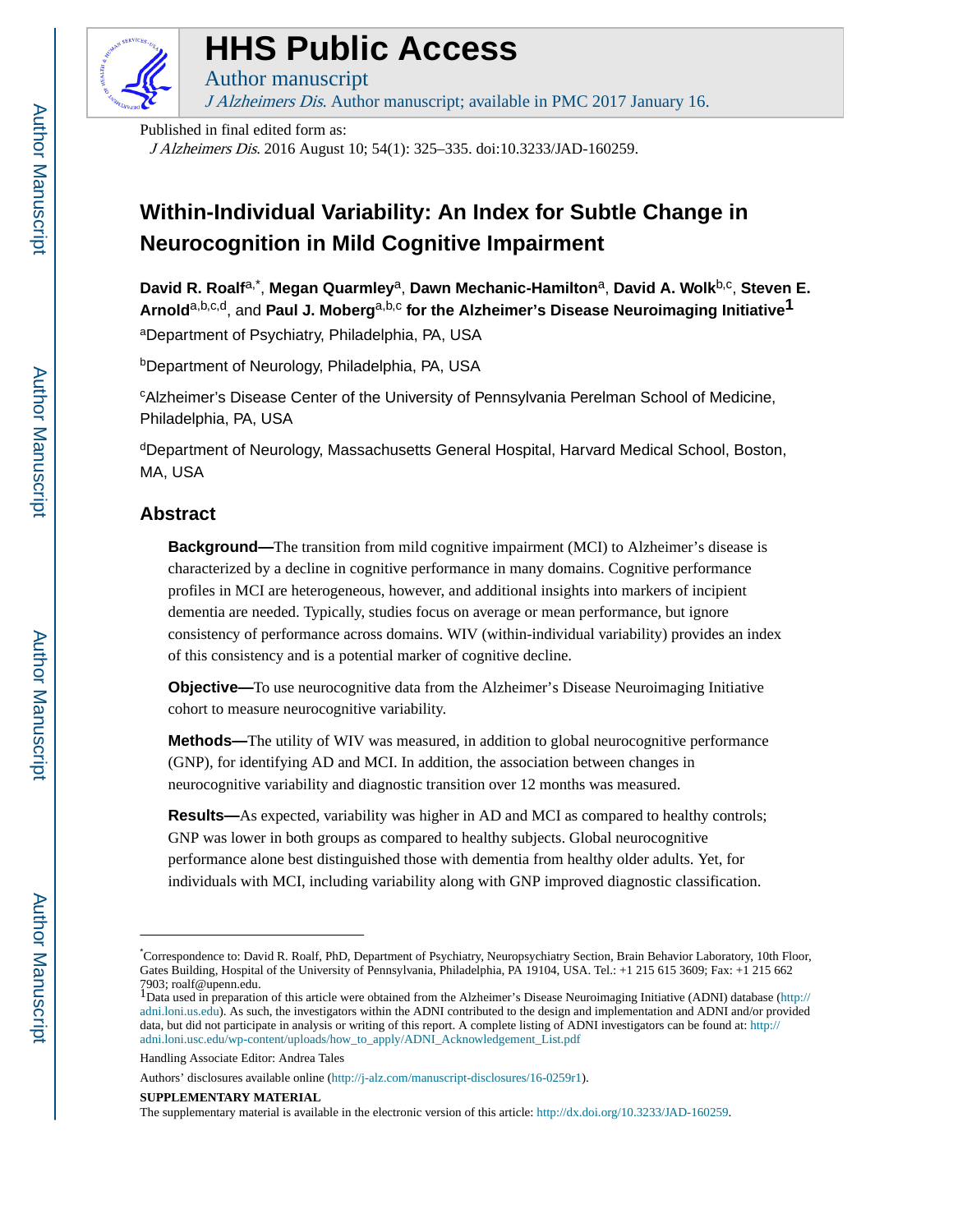# HHS Public Access

Author manuscript

*J Alzheimers Dis*. Author manuscript; available in PMC 2017 January 16.

Published in final edited form as:

*J Alzheimers Dis*. 2016 August 10; 54(1): 325–335. doi:10.3233/JAD-160259.

# Within-Individual Variability: An Index for Subtle Change in Neurocognition in Mild Cognitive Impairment

**David R. Roalf**[a,*], **Megan Quarmley**[a], **Dawn Mechanic-Hamilton**[a], **David A. Wolk**[b,c], **Steven E. Arnold**[a,b,c,d], and **Paul J. Moberg**[a,b,c] **for the Alzheimer's Disease Neuroimaging Initiative**[1]

[a]Department of Psychiatry, Philadelphia, PA, USA

[b]Department of Neurology, Philadelphia, PA, USA

[c]Alzheimer's Disease Center of the University of Pennsylvania Perelman School of Medicine, Philadelphia, PA, USA

[d]Department of Neurology, Massachusetts General Hospital, Harvard Medical School, Boston, MA, USA

## Abstract

**Background—**The transition from mild cognitive impairment (MCI) to Alzheimer's disease is characterized by a decline in cognitive performance in many domains. Cognitive performance profiles in MCI are heterogeneous, however, and additional insights into markers of incipient dementia are needed. Typically, studies focus on average or mean performance, but ignore consistency of performance across domains. WIV (within-individual variability) provides an index of this consistency and is a potential marker of cognitive decline.

**Objective—**To use neurocognitive data from the Alzheimer's Disease Neuroimaging Initiative cohort to measure neurocognitive variability.

**Methods—**The utility of WIV was measured, in addition to global neurocognitive performance (GNP), for identifying AD and MCI. In addition, the association between changes in neurocognitive variability and diagnostic transition over 12 months was measured.

**Results—**As expected, variability was higher in AD and MCI as compared to healthy controls; GNP was lower in both groups as compared to healthy subjects. Global neurocognitive performance alone best distinguished those with dementia from healthy older adults. Yet, for individuals with MCI, including variability along with GNP improved diagnostic classification.

---

*Correspondence to: David R. Roalf, PhD, Department of Psychiatry, Neuropsychiatry Section, Brain Behavior Laboratory, 10th Floor, Gates Building, Hospital of the University of Pennsylvania, Philadelphia, PA 19104, USA. Tel.: +1 215 615 3609; Fax: +1 215 662 7903; roalf@upenn.edu.

[1]Data used in preparation of this article were obtained from the Alzheimer's Disease Neuroimaging Initiative (ADNI) database (http://adni.loni.us.edu). As such, the investigators within the ADNI contributed to the design and implementation and ADNI and/or provided data, but did not participate in analysis or writing of this report. A complete listing of ADNI investigators can be found at: http://adni.loni.usc.edu/wp-content/uploads/how_to_apply/ADNI_Acknowledgement_List.pdf

Handling Associate Editor: Andrea Tales

Authors' disclosures available online (http://j-alz.com/manuscript-disclosures/16-0259r1).

**SUPPLEMENTARY MATERIAL**

The supplementary material is available in the electronic version of this article: http://dx.doi.org/10.3233/JAD-160259.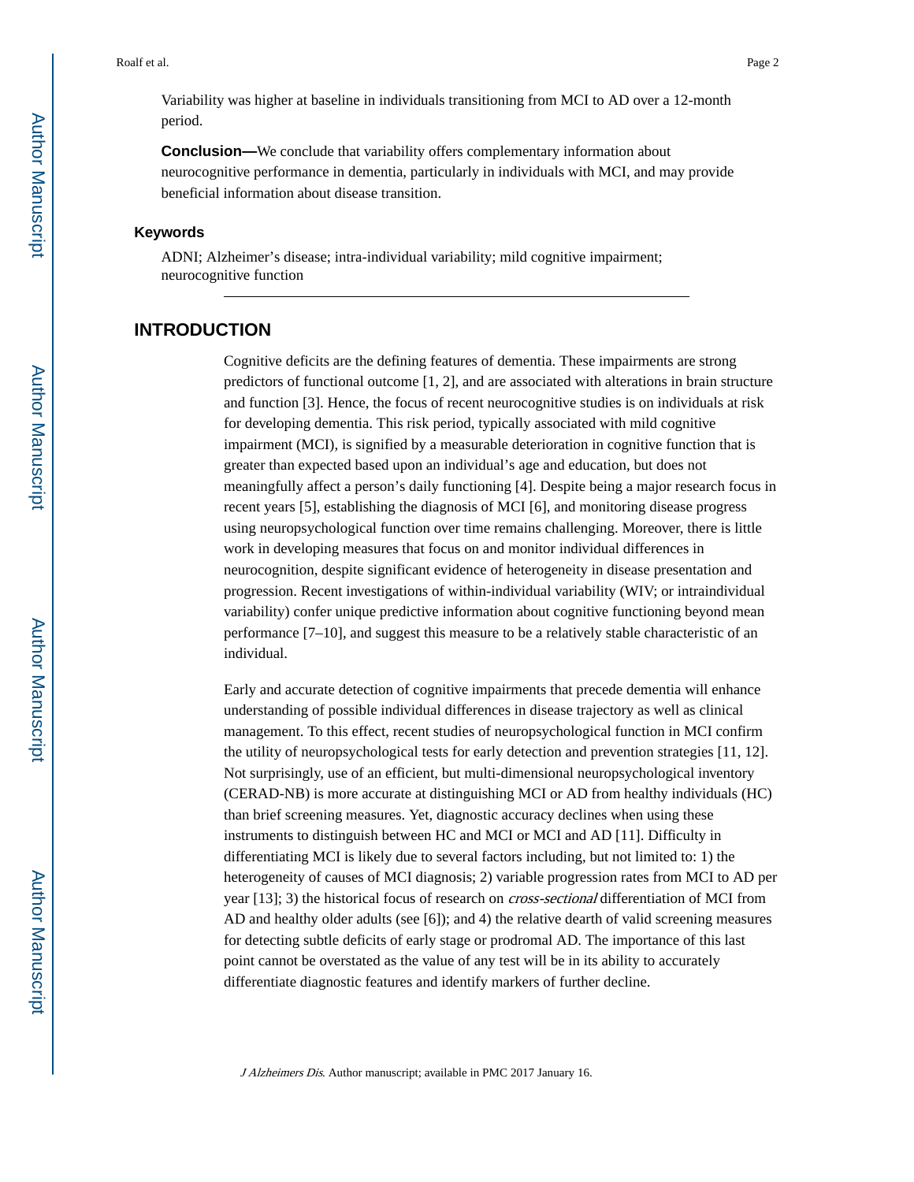Variability was higher at baseline in individuals transitioning from MCI to AD over a 12-month period.

**Conclusion—**We conclude that variability offers complementary information about neurocognitive performance in dementia, particularly in individuals with MCI, and may provide beneficial information about disease transition.

### Keywords

ADNI; Alzheimer's disease; intra-individual variability; mild cognitive impairment; neurocognitive function

## INTRODUCTION

Cognitive deficits are the defining features of dementia. These impairments are strong predictors of functional outcome [1, 2], and are associated with alterations in brain structure and function [3]. Hence, the focus of recent neurocognitive studies is on individuals at risk for developing dementia. This risk period, typically associated with mild cognitive impairment (MCI), is signified by a measurable deterioration in cognitive function that is greater than expected based upon an individual's age and education, but does not meaningfully affect a person's daily functioning [4]. Despite being a major research focus in recent years [5], establishing the diagnosis of MCI [6], and monitoring disease progress using neuropsychological function over time remains challenging. Moreover, there is little work in developing measures that focus on and monitor individual differences in neurocognition, despite significant evidence of heterogeneity in disease presentation and progression. Recent investigations of within-individual variability (WIV; or intraindividual variability) confer unique predictive information about cognitive functioning beyond mean performance [7–10], and suggest this measure to be a relatively stable characteristic of an individual.

Early and accurate detection of cognitive impairments that precede dementia will enhance understanding of possible individual differences in disease trajectory as well as clinical management. To this effect, recent studies of neuropsychological function in MCI confirm the utility of neuropsychological tests for early detection and prevention strategies [11, 12]. Not surprisingly, use of an efficient, but multi-dimensional neuropsychological inventory (CERAD-NB) is more accurate at distinguishing MCI or AD from healthy individuals (HC) than brief screening measures. Yet, diagnostic accuracy declines when using these instruments to distinguish between HC and MCI or MCI and AD [11]. Difficulty in differentiating MCI is likely due to several factors including, but not limited to: 1) the heterogeneity of causes of MCI diagnosis; 2) variable progression rates from MCI to AD per year [13]; 3) the historical focus of research on *cross-sectional* differentiation of MCI from AD and healthy older adults (see [6]); and 4) the relative dearth of valid screening measures for detecting subtle deficits of early stage or prodromal AD. The importance of this last point cannot be overstated as the value of any test will be in its ability to accurately differentiate diagnostic features and identify markers of further decline.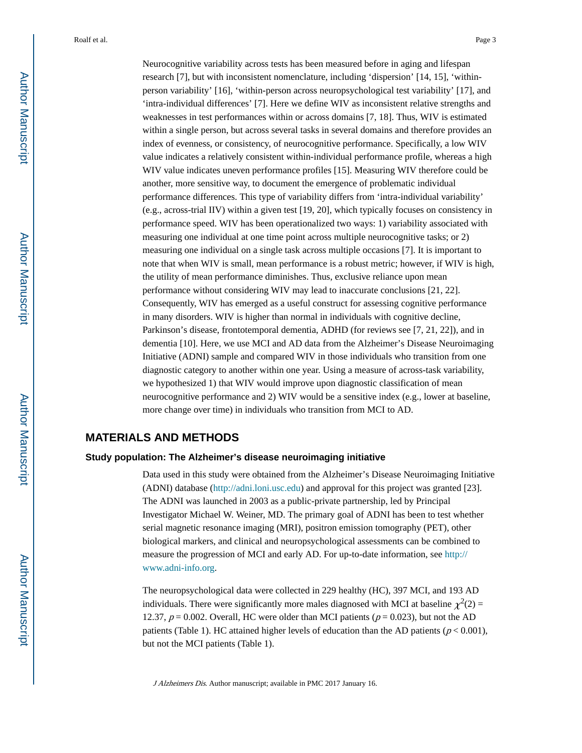Neurocognitive variability across tests has been measured before in aging and lifespan research [7], but with inconsistent nomenclature, including ‘dispersion’ [14, 15], ‘within-person variability’ [16], ‘within-person across neuropsychological test variability’ [17], and ‘intra-individual differences’ [7]. Here we define WIV as inconsistent relative strengths and weaknesses in test performances within or across domains [7, 18]. Thus, WIV is estimated within a single person, but across several tasks in several domains and therefore provides an index of evenness, or consistency, of neurocognitive performance. Specifically, a low WIV value indicates a relatively consistent within-individual performance profile, whereas a high WIV value indicates uneven performance profiles [15]. Measuring WIV therefore could be another, more sensitive way, to document the emergence of problematic individual performance differences. This type of variability differs from ‘intra-individual variability’ (e.g., across-trial IIV) within a given test [19, 20], which typically focuses on consistency in performance speed. WIV has been operationalized two ways: 1) variability associated with measuring one individual at one time point across multiple neurocognitive tasks; or 2) measuring one individual on a single task across multiple occasions [7]. It is important to note that when WIV is small, mean performance is a robust metric; however, if WIV is high, the utility of mean performance diminishes. Thus, exclusive reliance upon mean performance without considering WIV may lead to inaccurate conclusions [21, 22]. Consequently, WIV has emerged as a useful construct for assessing cognitive performance in many disorders. WIV is higher than normal in individuals with cognitive decline, Parkinson’s disease, frontotemporal dementia, ADHD (for reviews see [7, 21, 22]), and in dementia [10]. Here, we use MCI and AD data from the Alzheimer’s Disease Neuroimaging Initiative (ADNI) sample and compared WIV in those individuals who transition from one diagnostic category to another within one year. Using a measure of across-task variability, we hypothesized 1) that WIV would improve upon diagnostic classification of mean neurocognitive performance and 2) WIV would be a sensitive index (e.g., lower at baseline, more change over time) in individuals who transition from MCI to AD.

## MATERIALS AND METHODS

### Study population: The Alzheimer’s disease neuroimaging initiative

Data used in this study were obtained from the Alzheimer’s Disease Neuroimaging Initiative (ADNI) database (http://adni.loni.usc.edu) and approval for this project was granted [23]. The ADNI was launched in 2003 as a public-private partnership, led by Principal Investigator Michael W. Weiner, MD. The primary goal of ADNI has been to test whether serial magnetic resonance imaging (MRI), positron emission tomography (PET), other biological markers, and clinical and neuropsychological assessments can be combined to measure the progression of MCI and early AD. For up-to-date information, see http://www.adni-info.org.

The neuropsychological data were collected in 229 healthy (HC), 397 MCI, and 193 AD individuals. There were significantly more males diagnosed with MCI at baseline $\chi^2(2) = 12.37$, $p = 0.002$. Overall, HC were older than MCI patients ($p = 0.023$), but not the AD patients (Table 1). HC attained higher levels of education than the AD patients ($p < 0.001$), but not the MCI patients (Table 1).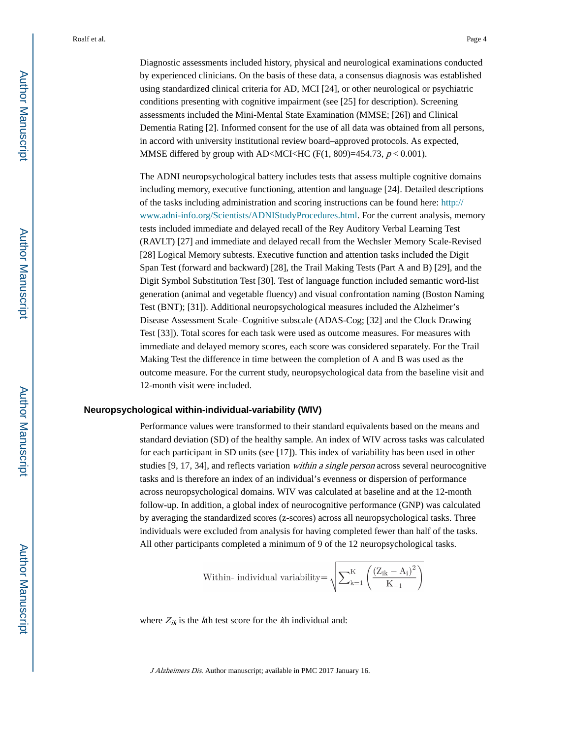Diagnostic assessments included history, physical and neurological examinations conducted by experienced clinicians. On the basis of these data, a consensus diagnosis was established using standardized clinical criteria for AD, MCI [24], or other neurological or psychiatric conditions presenting with cognitive impairment (see [25] for description). Screening assessments included the Mini-Mental State Examination (MMSE; [26]) and Clinical Dementia Rating [2]. Informed consent for the use of all data was obtained from all persons, in accord with university institutional review board–approved protocols. As expected, MMSE differed by group with AD<MCI<HC ($F(1, 809)=454.73$, $p < 0.001$).

The ADNI neuropsychological battery includes tests that assess multiple cognitive domains including memory, executive functioning, attention and language [24]. Detailed descriptions of the tasks including administration and scoring instructions can be found here: http://www.adni-info.org/Scientists/ADNIStudyProcedures.html. For the current analysis, memory tests included immediate and delayed recall of the Rey Auditory Verbal Learning Test (RAVLT) [27] and immediate and delayed recall from the Wechsler Memory Scale-Revised [28] Logical Memory subtests. Executive function and attention tasks included the Digit Span Test (forward and backward) [28], the Trail Making Tests (Part A and B) [29], and the Digit Symbol Substitution Test [30]. Test of language function included semantic word-list generation (animal and vegetable fluency) and visual confrontation naming (Boston Naming Test (BNT); [31]). Additional neuropsychological measures included the Alzheimer's Disease Assessment Scale–Cognitive subscale (ADAS-Cog; [32] and the Clock Drawing Test [33]). Total scores for each task were used as outcome measures. For measures with immediate and delayed memory scores, each score was considered separately. For the Trail Making Test the difference in time between the completion of A and B was used as the outcome measure. For the current study, neuropsychological data from the baseline visit and 12-month visit were included.

## Neuropsychological within-individual-variability (WIV)

Performance values were transformed to their standard equivalents based on the means and standard deviation (SD) of the healthy sample. An index of WIV across tasks was calculated for each participant in SD units (see [17]). This index of variability has been used in other studies [9, 17, 34], and reflects variation *within a single person* across several neurocognitive tasks and is therefore an index of an individual's evenness or dispersion of performance across neuropsychological domains. WIV was calculated at baseline and at the 12-month follow-up. In addition, a global index of neurocognitive performance (GNP) was calculated by averaging the standardized scores (z-scores) across all neuropsychological tasks. Three individuals were excluded from analysis for having completed fewer than half of the tasks. All other participants completed a minimum of 9 of the 12 neuropsychological tasks.

$$\text{Within- individual variability}=\sqrt{\sum_{k=1}^{K}\left(\frac{(Z_{ik}-A_i)^2}{K_{-1}}\right)}$$

where $Z_{ik}$ is the $k$th test score for the $i$th individual and: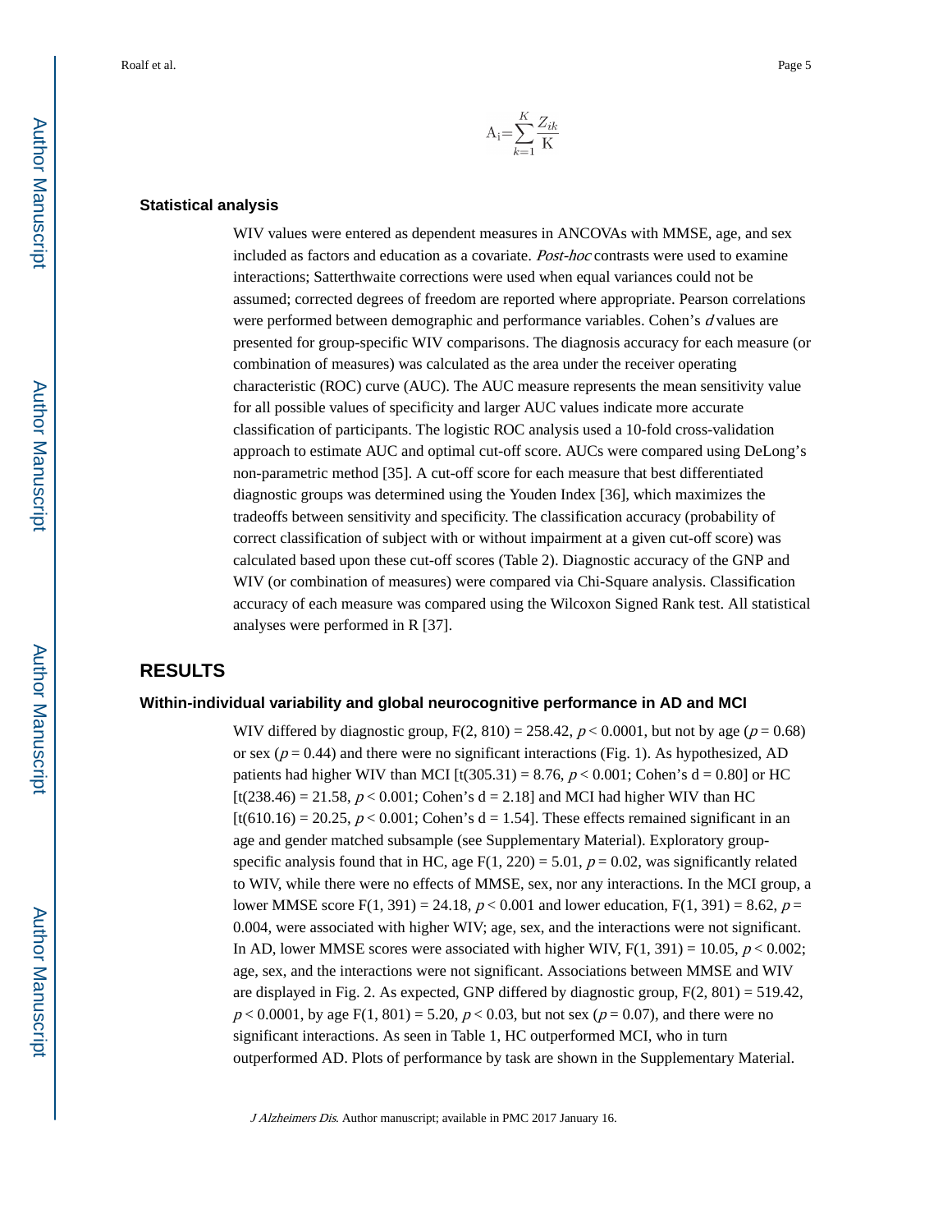$$A_i = \sum_{k=1}^{K} \frac{Z_{ik}}{K}$$

### Statistical analysis

WIV values were entered as dependent measures in ANCOVAs with MMSE, age, and sex included as factors and education as a covariate. *Post-hoc* contrasts were used to examine interactions; Satterthwaite corrections were used when equal variances could not be assumed; corrected degrees of freedom are reported where appropriate. Pearson correlations were performed between demographic and performance variables. Cohen's *d* values are presented for group-specific WIV comparisons. The diagnosis accuracy for each measure (or combination of measures) was calculated as the area under the receiver operating characteristic (ROC) curve (AUC). The AUC measure represents the mean sensitivity value for all possible values of specificity and larger AUC values indicate more accurate classification of participants. The logistic ROC analysis used a 10-fold cross-validation approach to estimate AUC and optimal cut-off score. AUCs were compared using DeLong's non-parametric method [35]. A cut-off score for each measure that best differentiated diagnostic groups was determined using the Youden Index [36], which maximizes the tradeoffs between sensitivity and specificity. The classification accuracy (probability of correct classification of subject with or without impairment at a given cut-off score) was calculated based upon these cut-off scores (Table 2). Diagnostic accuracy of the GNP and WIV (or combination of measures) were compared via Chi-Square analysis. Classification accuracy of each measure was compared using the Wilcoxon Signed Rank test. All statistical analyses were performed in R [37].

## RESULTS

### Within-individual variability and global neurocognitive performance in AD and MCI

WIV differed by diagnostic group, $F(2, 810) = 258.42$, $p < 0.0001$, but not by age ($p = 0.68$) or sex ($p = 0.44$) and there were no significant interactions (Fig. 1). As hypothesized, AD patients had higher WIV than MCI [$t(305.31) = 8.76$, $p < 0.001$; Cohen's d = 0.80] or HC [$t(238.46) = 21.58$, $p < 0.001$; Cohen's d = 2.18] and MCI had higher WIV than HC [$t(610.16) = 20.25$, $p < 0.001$; Cohen's d = 1.54]. These effects remained significant in an age and gender matched subsample (see Supplementary Material). Exploratory group-specific analysis found that in HC, age $F(1, 220) = 5.01$, $p = 0.02$, was significantly related to WIV, while there were no effects of MMSE, sex, nor any interactions. In the MCI group, a lower MMSE score $F(1, 391) = 24.18$, $p < 0.001$ and lower education, $F(1, 391) = 8.62$, $p = 0.004$, were associated with higher WIV; age, sex, and the interactions were not significant. In AD, lower MMSE scores were associated with higher WIV, $F(1, 391) = 10.05$, $p < 0.002$; age, sex, and the interactions were not significant. Associations between MMSE and WIV are displayed in Fig. 2. As expected, GNP differed by diagnostic group, $F(2, 801) = 519.42$, $p < 0.0001$, by age $F(1, 801) = 5.20$, $p < 0.03$, but not sex ($p = 0.07$), and there were no significant interactions. As seen in Table 1, HC outperformed MCI, who in turn outperformed AD. Plots of performance by task are shown in the Supplementary Material.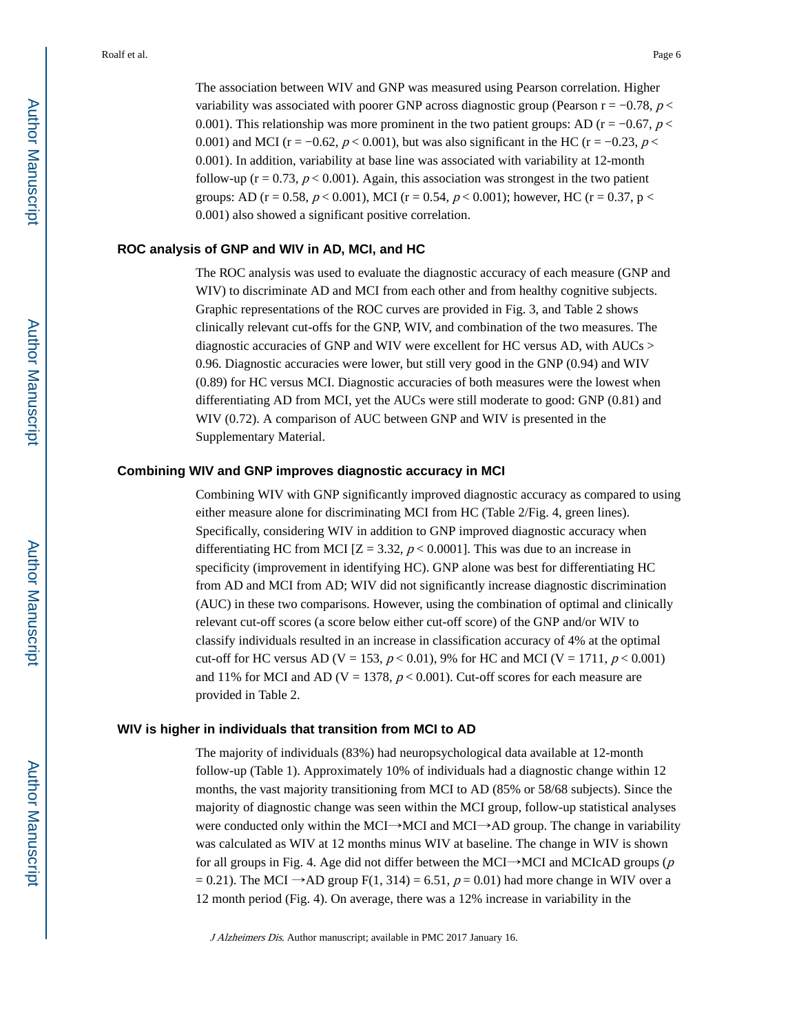The association between WIV and GNP was measured using Pearson correlation. Higher variability was associated with poorer GNP across diagnostic group (Pearson $r = -0.78$, $p < 0.001$). This relationship was more prominent in the two patient groups: AD ($r = -0.67$, $p < 0.001$) and MCI ($r = -0.62$, $p < 0.001$), but was also significant in the HC ($r = -0.23$, $p < 0.001$). In addition, variability at base line was associated with variability at 12-month follow-up ($r = 0.73$, $p < 0.001$). Again, this association was strongest in the two patient groups: AD ($r = 0.58$, $p < 0.001$), MCI ($r = 0.54$, $p < 0.001$); however, HC ($r = 0.37$, $p < 0.001$) also showed a significant positive correlation.

### ROC analysis of GNP and WIV in AD, MCI, and HC

The ROC analysis was used to evaluate the diagnostic accuracy of each measure (GNP and WIV) to discriminate AD and MCI from each other and from healthy cognitive subjects. Graphic representations of the ROC curves are provided in Fig. 3, and Table 2 shows clinically relevant cut-offs for the GNP, WIV, and combination of the two measures. The diagnostic accuracies of GNP and WIV were excellent for HC versus AD, with AUCs > 0.96. Diagnostic accuracies were lower, but still very good in the GNP (0.94) and WIV (0.89) for HC versus MCI. Diagnostic accuracies of both measures were the lowest when differentiating AD from MCI, yet the AUCs were still moderate to good: GNP (0.81) and WIV (0.72). A comparison of AUC between GNP and WIV is presented in the Supplementary Material.

### Combining WIV and GNP improves diagnostic accuracy in MCI

Combining WIV with GNP significantly improved diagnostic accuracy as compared to using either measure alone for discriminating MCI from HC (Table 2/Fig. 4, green lines). Specifically, considering WIV in addition to GNP improved diagnostic accuracy when differentiating HC from MCI [$Z = 3.32$, $p < 0.0001$]. This was due to an increase in specificity (improvement in identifying HC). GNP alone was best for differentiating HC from AD and MCI from AD; WIV did not significantly increase diagnostic discrimination (AUC) in these two comparisons. However, using the combination of optimal and clinically relevant cut-off scores (a score below either cut-off score) of the GNP and/or WIV to classify individuals resulted in an increase in classification accuracy of 4% at the optimal cut-off for HC versus AD ($V = 153$, $p < 0.01$), 9% for HC and MCI ($V = 1711$, $p < 0.001$) and 11% for MCI and AD ($V = 1378$, $p < 0.001$). Cut-off scores for each measure are provided in Table 2.

### WIV is higher in individuals that transition from MCI to AD

The majority of individuals (83%) had neuropsychological data available at 12-month follow-up (Table 1). Approximately 10% of individuals had a diagnostic change within 12 months, the vast majority transitioning from MCI to AD (85% or 58/68 subjects). Since the majority of diagnostic change was seen within the MCI group, follow-up statistical analyses were conducted only within the MCI→MCI and MCI→AD group. The change in variability was calculated as WIV at 12 months minus WIV at baseline. The change in WIV is shown for all groups in Fig. 4. Age did not differ between the MCI→MCI and MCIcAD groups ($p = 0.21$). The MCI →AD group $F(1, 314) = 6.51$, $p = 0.01$) had more change in WIV over a 12 month period (Fig. 4). On average, there was a 12% increase in variability in the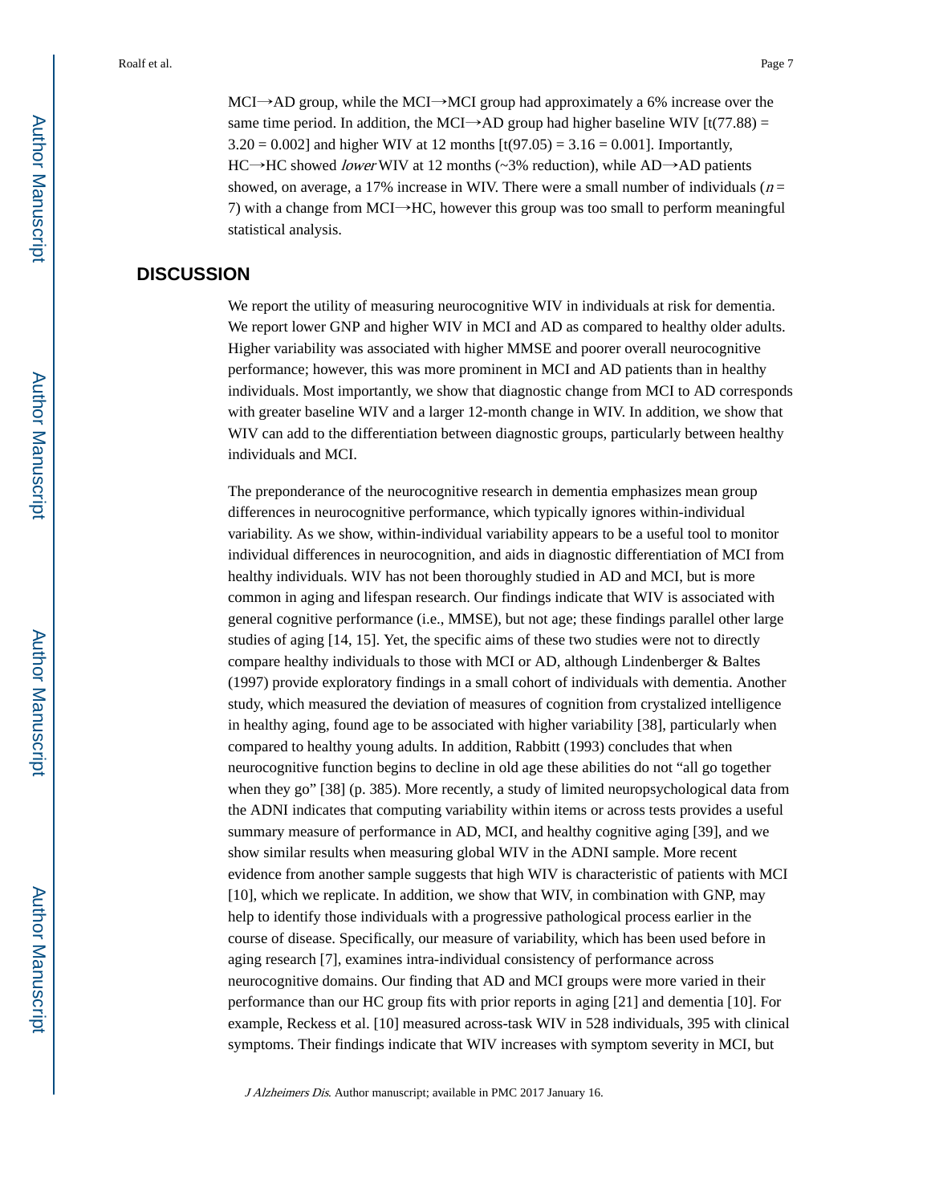MCI→AD group, while the MCI→MCI group had approximately a 6% increase over the same time period. In addition, the MCI→AD group had higher baseline WIV [$t(77.88) = 3.20 = 0.002$] and higher WIV at 12 months [$t(97.05) = 3.16 = 0.001$]. Importantly, HC→HC showed *lower* WIV at 12 months (~3% reduction), while AD→AD patients showed, on average, a 17% increase in WIV. There were a small number of individuals ($n = 7$) with a change from MCI→HC, however this group was too small to perform meaningful statistical analysis.

## DISCUSSION

We report the utility of measuring neurocognitive WIV in individuals at risk for dementia. We report lower GNP and higher WIV in MCI and AD as compared to healthy older adults. Higher variability was associated with higher MMSE and poorer overall neurocognitive performance; however, this was more prominent in MCI and AD patients than in healthy individuals. Most importantly, we show that diagnostic change from MCI to AD corresponds with greater baseline WIV and a larger 12-month change in WIV. In addition, we show that WIV can add to the differentiation between diagnostic groups, particularly between healthy individuals and MCI.

The preponderance of the neurocognitive research in dementia emphasizes mean group differences in neurocognitive performance, which typically ignores within-individual variability. As we show, within-individual variability appears to be a useful tool to monitor individual differences in neurocognition, and aids in diagnostic differentiation of MCI from healthy individuals. WIV has not been thoroughly studied in AD and MCI, but is more common in aging and lifespan research. Our findings indicate that WIV is associated with general cognitive performance (i.e., MMSE), but not age; these findings parallel other large studies of aging [14, 15]. Yet, the specific aims of these two studies were not to directly compare healthy individuals to those with MCI or AD, although Lindenberger & Baltes (1997) provide exploratory findings in a small cohort of individuals with dementia. Another study, which measured the deviation of measures of cognition from crystalized intelligence in healthy aging, found age to be associated with higher variability [38], particularly when compared to healthy young adults. In addition, Rabbitt (1993) concludes that when neurocognitive function begins to decline in old age these abilities do not "all go together when they go" [38] (p. 385). More recently, a study of limited neuropsychological data from the ADNI indicates that computing variability within items or across tests provides a useful summary measure of performance in AD, MCI, and healthy cognitive aging [39], and we show similar results when measuring global WIV in the ADNI sample. More recent evidence from another sample suggests that high WIV is characteristic of patients with MCI [10], which we replicate. In addition, we show that WIV, in combination with GNP, may help to identify those individuals with a progressive pathological process earlier in the course of disease. Specifically, our measure of variability, which has been used before in aging research [7], examines intra-individual consistency of performance across neurocognitive domains. Our finding that AD and MCI groups were more varied in their performance than our HC group fits with prior reports in aging [21] and dementia [10]. For example, Reckess et al. [10] measured across-task WIV in 528 individuals, 395 with clinical symptoms. Their findings indicate that WIV increases with symptom severity in MCI, but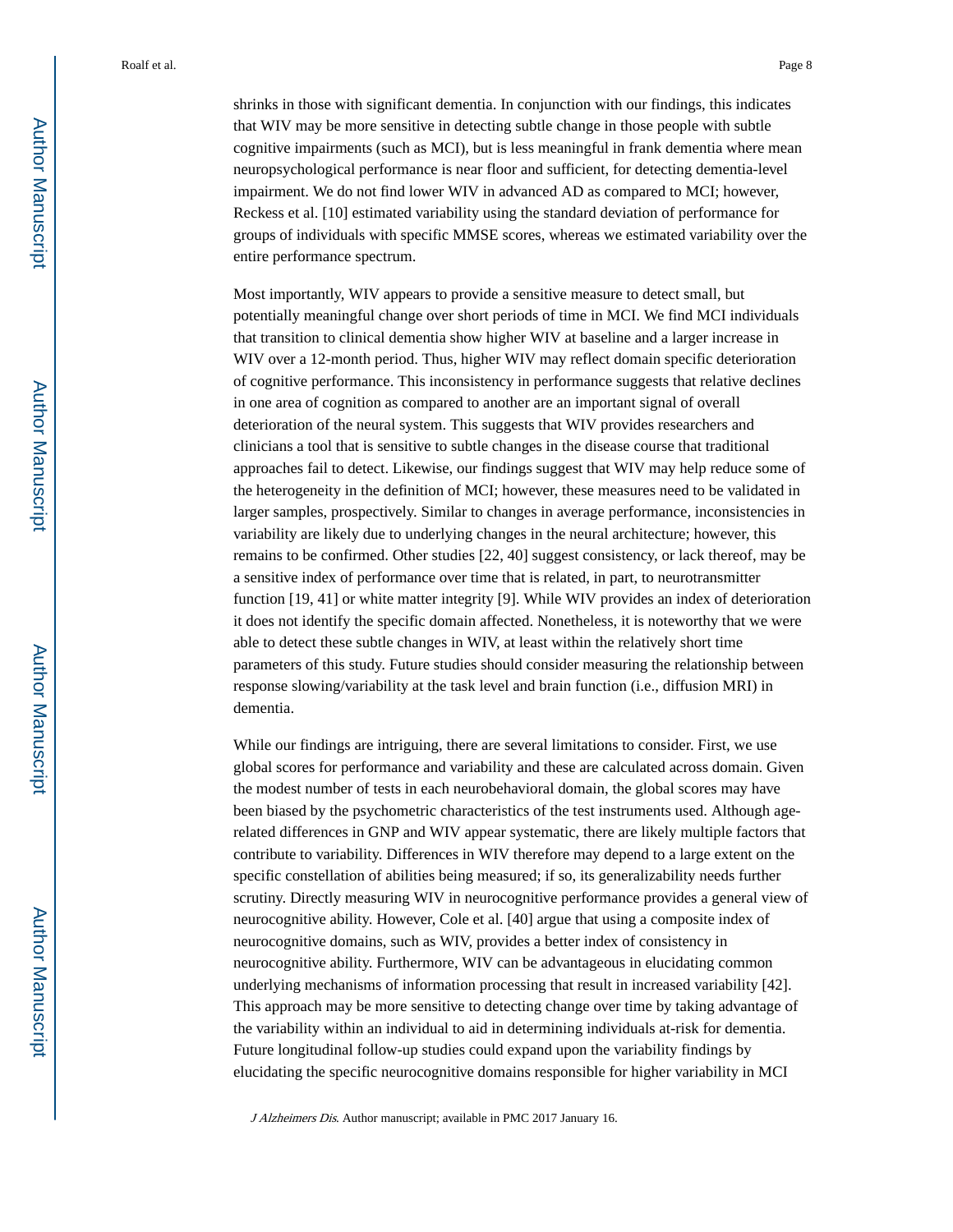shrinks in those with significant dementia. In conjunction with our findings, this indicates that WIV may be more sensitive in detecting subtle change in those people with subtle cognitive impairments (such as MCI), but is less meaningful in frank dementia where mean neuropsychological performance is near floor and sufficient, for detecting dementia-level impairment. We do not find lower WIV in advanced AD as compared to MCI; however, Reckess et al. [10] estimated variability using the standard deviation of performance for groups of individuals with specific MMSE scores, whereas we estimated variability over the entire performance spectrum.

Most importantly, WIV appears to provide a sensitive measure to detect small, but potentially meaningful change over short periods of time in MCI. We find MCI individuals that transition to clinical dementia show higher WIV at baseline and a larger increase in WIV over a 12-month period. Thus, higher WIV may reflect domain specific deterioration of cognitive performance. This inconsistency in performance suggests that relative declines in one area of cognition as compared to another are an important signal of overall deterioration of the neural system. This suggests that WIV provides researchers and clinicians a tool that is sensitive to subtle changes in the disease course that traditional approaches fail to detect. Likewise, our findings suggest that WIV may help reduce some of the heterogeneity in the definition of MCI; however, these measures need to be validated in larger samples, prospectively. Similar to changes in average performance, inconsistencies in variability are likely due to underlying changes in the neural architecture; however, this remains to be confirmed. Other studies [22, 40] suggest consistency, or lack thereof, may be a sensitive index of performance over time that is related, in part, to neurotransmitter function [19, 41] or white matter integrity [9]. While WIV provides an index of deterioration it does not identify the specific domain affected. Nonetheless, it is noteworthy that we were able to detect these subtle changes in WIV, at least within the relatively short time parameters of this study. Future studies should consider measuring the relationship between response slowing/variability at the task level and brain function (i.e., diffusion MRI) in dementia.

While our findings are intriguing, there are several limitations to consider. First, we use global scores for performance and variability and these are calculated across domain. Given the modest number of tests in each neurobehavioral domain, the global scores may have been biased by the psychometric characteristics of the test instruments used. Although age-related differences in GNP and WIV appear systematic, there are likely multiple factors that contribute to variability. Differences in WIV therefore may depend to a large extent on the specific constellation of abilities being measured; if so, its generalizability needs further scrutiny. Directly measuring WIV in neurocognitive performance provides a general view of neurocognitive ability. However, Cole et al. [40] argue that using a composite index of neurocognitive domains, such as WIV, provides a better index of consistency in neurocognitive ability. Furthermore, WIV can be advantageous in elucidating common underlying mechanisms of information processing that result in increased variability [42]. This approach may be more sensitive to detecting change over time by taking advantage of the variability within an individual to aid in determining individuals at-risk for dementia. Future longitudinal follow-up studies could expand upon the variability findings by elucidating the specific neurocognitive domains responsible for higher variability in MCI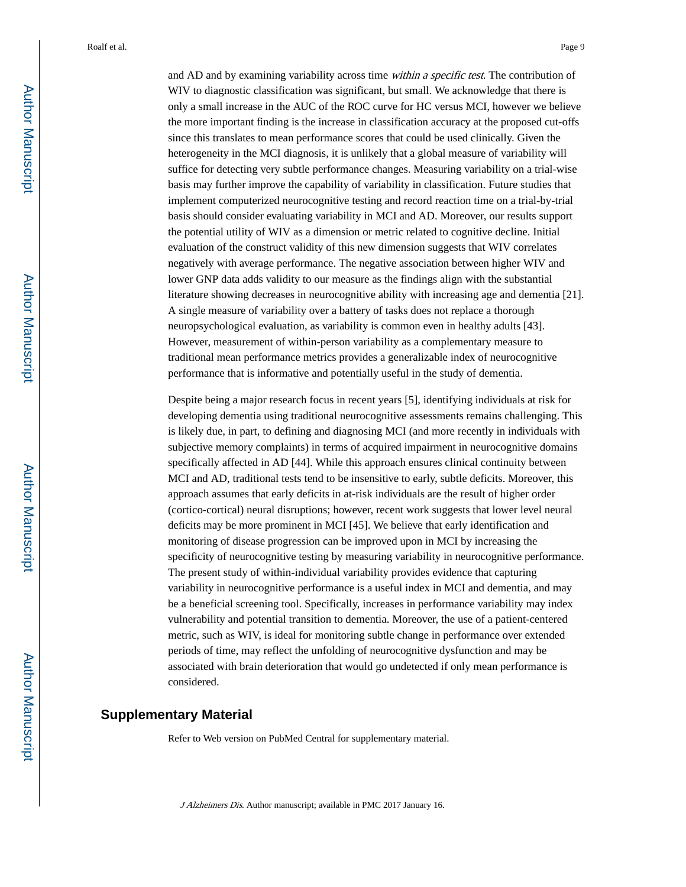and AD and by examining variability across time *within a specific test*. The contribution of WIV to diagnostic classification was significant, but small. We acknowledge that there is only a small increase in the AUC of the ROC curve for HC versus MCI, however we believe the more important finding is the increase in classification accuracy at the proposed cut-offs since this translates to mean performance scores that could be used clinically. Given the heterogeneity in the MCI diagnosis, it is unlikely that a global measure of variability will suffice for detecting very subtle performance changes. Measuring variability on a trial-wise basis may further improve the capability of variability in classification. Future studies that implement computerized neurocognitive testing and record reaction time on a trial-by-trial basis should consider evaluating variability in MCI and AD. Moreover, our results support the potential utility of WIV as a dimension or metric related to cognitive decline. Initial evaluation of the construct validity of this new dimension suggests that WIV correlates negatively with average performance. The negative association between higher WIV and lower GNP data adds validity to our measure as the findings align with the substantial literature showing decreases in neurocognitive ability with increasing age and dementia [21]. A single measure of variability over a battery of tasks does not replace a thorough neuropsychological evaluation, as variability is common even in healthy adults [43]. However, measurement of within-person variability as a complementary measure to traditional mean performance metrics provides a generalizable index of neurocognitive performance that is informative and potentially useful in the study of dementia.

Despite being a major research focus in recent years [5], identifying individuals at risk for developing dementia using traditional neurocognitive assessments remains challenging. This is likely due, in part, to defining and diagnosing MCI (and more recently in individuals with subjective memory complaints) in terms of acquired impairment in neurocognitive domains specifically affected in AD [44]. While this approach ensures clinical continuity between MCI and AD, traditional tests tend to be insensitive to early, subtle deficits. Moreover, this approach assumes that early deficits in at-risk individuals are the result of higher order (cortico-cortical) neural disruptions; however, recent work suggests that lower level neural deficits may be more prominent in MCI [45]. We believe that early identification and monitoring of disease progression can be improved upon in MCI by increasing the specificity of neurocognitive testing by measuring variability in neurocognitive performance. The present study of within-individual variability provides evidence that capturing variability in neurocognitive performance is a useful index in MCI and dementia, and may be a beneficial screening tool. Specifically, increases in performance variability may index vulnerability and potential transition to dementia. Moreover, the use of a patient-centered metric, such as WIV, is ideal for monitoring subtle change in performance over extended periods of time, may reflect the unfolding of neurocognitive dysfunction and may be associated with brain deterioration that would go undetected if only mean performance is considered.

## Supplementary Material

Refer to Web version on PubMed Central for supplementary material.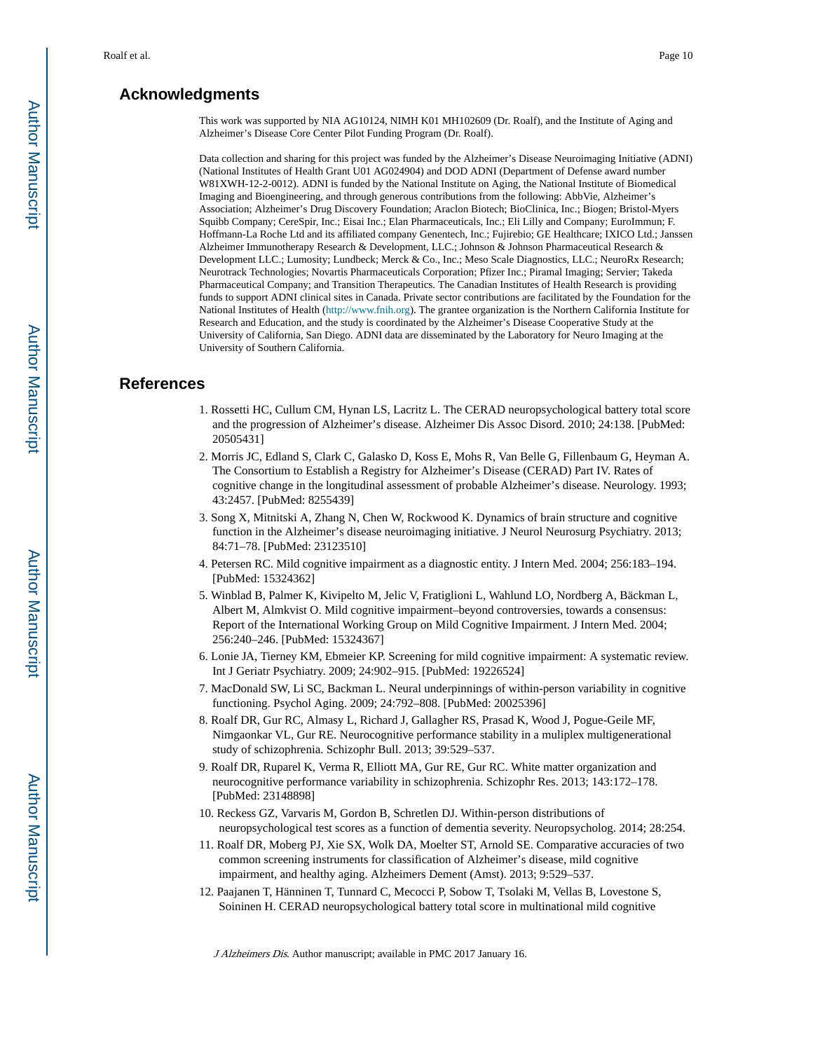## Acknowledgments

This work was supported by NIA AG10124, NIMH K01 MH102609 (Dr. Roalf), and the Institute of Aging and Alzheimer's Disease Core Center Pilot Funding Program (Dr. Roalf).

Data collection and sharing for this project was funded by the Alzheimer's Disease Neuroimaging Initiative (ADNI) (National Institutes of Health Grant U01 AG024904) and DOD ADNI (Department of Defense award number W81XWH-12-2-0012). ADNI is funded by the National Institute on Aging, the National Institute of Biomedical Imaging and Bioengineering, and through generous contributions from the following: AbbVie, Alzheimer's Association; Alzheimer's Drug Discovery Foundation; Araclon Biotech; BioClinica, Inc.; Biogen; Bristol-Myers Squibb Company; CereSpir, Inc.; Eisai Inc.; Elan Pharmaceuticals, Inc.; Eli Lilly and Company; EuroImmun; F. Hoffmann-La Roche Ltd and its affiliated company Genentech, Inc.; Fujirebio; GE Healthcare; IXICO Ltd.; Janssen Alzheimer Immunotherapy Research & Development, LLC.; Johnson & Johnson Pharmaceutical Research & Development LLC.; Lumosity; Lundbeck; Merck & Co., Inc.; Meso Scale Diagnostics, LLC.; NeuroRx Research; Neurotrack Technologies; Novartis Pharmaceuticals Corporation; Pfizer Inc.; Piramal Imaging; Servier; Takeda Pharmaceutical Company; and Transition Therapeutics. The Canadian Institutes of Health Research is providing funds to support ADNI clinical sites in Canada. Private sector contributions are facilitated by the Foundation for the National Institutes of Health (http://www.fnih.org). The grantee organization is the Northern California Institute for Research and Education, and the study is coordinated by the Alzheimer's Disease Cooperative Study at the University of California, San Diego. ADNI data are disseminated by the Laboratory for Neuro Imaging at the University of Southern California.

## References

1. Rossetti HC, Cullum CM, Hynan LS, Lacritz L. The CERAD neuropsychological battery total score and the progression of Alzheimer's disease. Alzheimer Dis Assoc Disord. 2010; 24:138. [PubMed: 20505431]
2. Morris JC, Edland S, Clark C, Galasko D, Koss E, Mohs R, Van Belle G, Fillenbaum G, Heyman A. The Consortium to Establish a Registry for Alzheimer's Disease (CERAD) Part IV. Rates of cognitive change in the longitudinal assessment of probable Alzheimer's disease. Neurology. 1993; 43:2457. [PubMed: 8255439]
3. Song X, Mitnitski A, Zhang N, Chen W, Rockwood K. Dynamics of brain structure and cognitive function in the Alzheimer's disease neuroimaging initiative. J Neurol Neurosurg Psychiatry. 2013; 84:71–78. [PubMed: 23123510]
4. Petersen RC. Mild cognitive impairment as a diagnostic entity. J Intern Med. 2004; 256:183–194. [PubMed: 15324362]
5. Winblad B, Palmer K, Kivipelto M, Jelic V, Fratiglioni L, Wahlund LO, Nordberg A, Bäckman L, Albert M, Almkvist O. Mild cognitive impairment–beyond controversies, towards a consensus: Report of the International Working Group on Mild Cognitive Impairment. J Intern Med. 2004; 256:240–246. [PubMed: 15324367]
6. Lonie JA, Tierney KM, Ebmeier KP. Screening for mild cognitive impairment: A systematic review. Int J Geriatr Psychiatry. 2009; 24:902–915. [PubMed: 19226524]
7. MacDonald SW, Li SC, Backman L. Neural underpinnings of within-person variability in cognitive functioning. Psychol Aging. 2009; 24:792–808. [PubMed: 20025396]
8. Roalf DR, Gur RC, Almasy L, Richard J, Gallagher RS, Prasad K, Wood J, Pogue-Geile MF, Nimgaonkar VL, Gur RE. Neurocognitive performance stability in a muliplex multigenerational study of schizophrenia. Schizophr Bull. 2013; 39:529–537.
9. Roalf DR, Ruparel K, Verma R, Elliott MA, Gur RE, Gur RC. White matter organization and neurocognitive performance variability in schizophrenia. Schizophr Res. 2013; 143:172–178. [PubMed: 23148898]
10. Reckess GZ, Varvaris M, Gordon B, Schretlen DJ. Within-person distributions of neuropsychological test scores as a function of dementia severity. Neuropsycholog. 2014; 28:254.
11. Roalf DR, Moberg PJ, Xie SX, Wolk DA, Moelter ST, Arnold SE. Comparative accuracies of two common screening instruments for classification of Alzheimer's disease, mild cognitive impairment, and healthy aging. Alzheimers Dement (Amst). 2013; 9:529–537.
12. Paajanen T, Hänninen T, Tunnard C, Mecocci P, Sobow T, Tsolaki M, Vellas B, Lovestone S, Soininen H. CERAD neuropsychological battery total score in multinational mild cognitive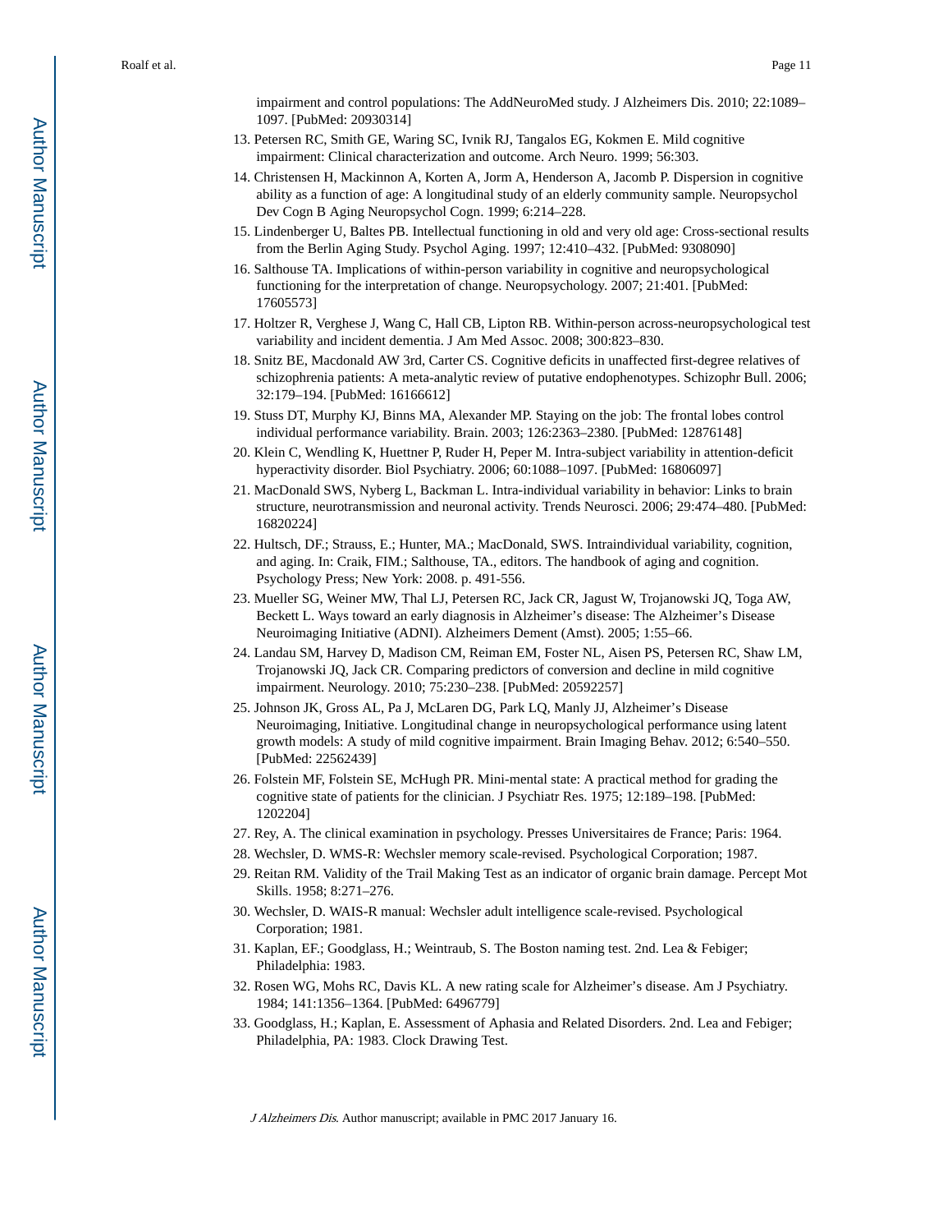impairment and control populations: The AddNeuroMed study. J Alzheimers Dis. 2010; 22:1089–1097. [PubMed: 20930314]

13. Petersen RC, Smith GE, Waring SC, Ivnik RJ, Tangalos EG, Kokmen E. Mild cognitive impairment: Clinical characterization and outcome. Arch Neuro. 1999; 56:303.
14. Christensen H, Mackinnon A, Korten A, Jorm A, Henderson A, Jacomb P. Dispersion in cognitive ability as a function of age: A longitudinal study of an elderly community sample. Neuropsychol Dev Cogn B Aging Neuropsychol Cogn. 1999; 6:214–228.
15. Lindenberger U, Baltes PB. Intellectual functioning in old and very old age: Cross-sectional results from the Berlin Aging Study. Psychol Aging. 1997; 12:410–432. [PubMed: 9308090]
16. Salthouse TA. Implications of within-person variability in cognitive and neuropsychological functioning for the interpretation of change. Neuropsychology. 2007; 21:401. [PubMed: 17605573]
17. Holtzer R, Verghese J, Wang C, Hall CB, Lipton RB. Within-person across-neuropsychological test variability and incident dementia. J Am Med Assoc. 2008; 300:823–830.
18. Snitz BE, Macdonald AW 3rd, Carter CS. Cognitive deficits in unaffected first-degree relatives of schizophrenia patients: A meta-analytic review of putative endophenotypes. Schizophr Bull. 2006; 32:179–194. [PubMed: 16166612]
19. Stuss DT, Murphy KJ, Binns MA, Alexander MP. Staying on the job: The frontal lobes control individual performance variability. Brain. 2003; 126:2363–2380. [PubMed: 12876148]
20. Klein C, Wendling K, Huettner P, Ruder H, Peper M. Intra-subject variability in attention-deficit hyperactivity disorder. Biol Psychiatry. 2006; 60:1088–1097. [PubMed: 16806097]
21. MacDonald SWS, Nyberg L, Backman L. Intra-individual variability in behavior: Links to brain structure, neurotransmission and neuronal activity. Trends Neurosci. 2006; 29:474–480. [PubMed: 16820224]
22. Hultsch, DF.; Strauss, E.; Hunter, MA.; MacDonald, SWS. Intraindividual variability, cognition, and aging. In: Craik, FIM.; Salthouse, TA., editors. The handbook of aging and cognition. Psychology Press; New York: 2008. p. 491-556.
23. Mueller SG, Weiner MW, Thal LJ, Petersen RC, Jack CR, Jagust W, Trojanowski JQ, Toga AW, Beckett L. Ways toward an early diagnosis in Alzheimer's disease: The Alzheimer's Disease Neuroimaging Initiative (ADNI). Alzheimers Dement (Amst). 2005; 1:55–66.
24. Landau SM, Harvey D, Madison CM, Reiman EM, Foster NL, Aisen PS, Petersen RC, Shaw LM, Trojanowski JQ, Jack CR. Comparing predictors of conversion and decline in mild cognitive impairment. Neurology. 2010; 75:230–238. [PubMed: 20592257]
25. Johnson JK, Gross AL, Pa J, McLaren DG, Park LQ, Manly JJ, Alzheimer's Disease Neuroimaging, Initiative. Longitudinal change in neuropsychological performance using latent growth models: A study of mild cognitive impairment. Brain Imaging Behav. 2012; 6:540–550. [PubMed: 22562439]
26. Folstein MF, Folstein SE, McHugh PR. Mini-mental state: A practical method for grading the cognitive state of patients for the clinician. J Psychiatr Res. 1975; 12:189–198. [PubMed: 1202204]
27. Rey, A. The clinical examination in psychology. Presses Universitaires de France; Paris: 1964.
28. Wechsler, D. WMS-R: Wechsler memory scale-revised. Psychological Corporation; 1987.
29. Reitan RM. Validity of the Trail Making Test as an indicator of organic brain damage. Percept Mot Skills. 1958; 8:271–276.
30. Wechsler, D. WAIS-R manual: Wechsler adult intelligence scale-revised. Psychological Corporation; 1981.
31. Kaplan, EF.; Goodglass, H.; Weintraub, S. The Boston naming test. 2nd. Lea & Febiger; Philadelphia: 1983.
32. Rosen WG, Mohs RC, Davis KL. A new rating scale for Alzheimer's disease. Am J Psychiatry. 1984; 141:1356–1364. [PubMed: 6496779]
33. Goodglass, H.; Kaplan, E. Assessment of Aphasia and Related Disorders. 2nd. Lea and Febiger; Philadelphia, PA: 1983. Clock Drawing Test.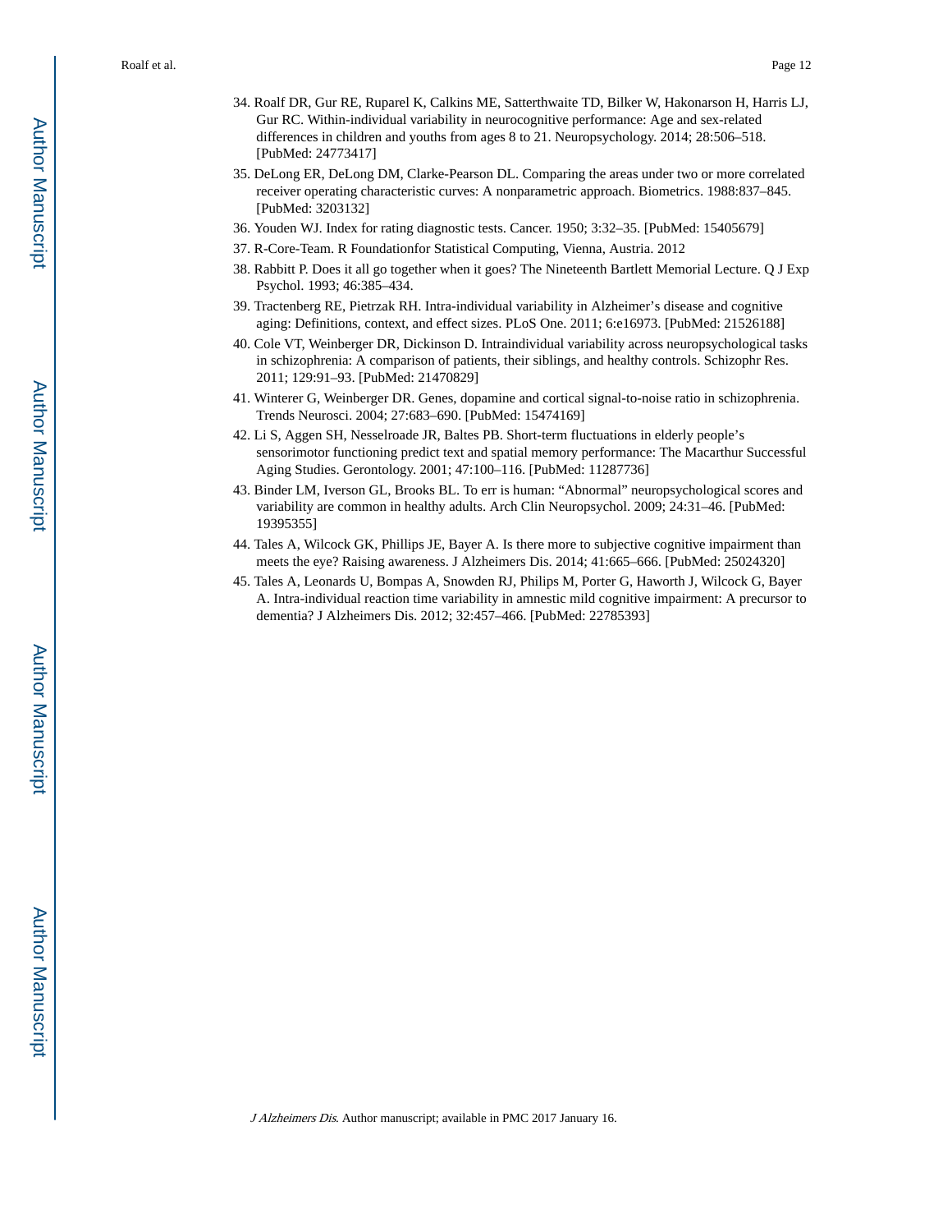34. Roalf DR, Gur RE, Ruparel K, Calkins ME, Satterthwaite TD, Bilker W, Hakonarson H, Harris LJ, Gur RC. Within-individual variability in neurocognitive performance: Age and sex-related differences in children and youths from ages 8 to 21. Neuropsychology. 2014; 28:506–518. [PubMed: 24773417]
35. DeLong ER, DeLong DM, Clarke-Pearson DL. Comparing the areas under two or more correlated receiver operating characteristic curves: A nonparametric approach. Biometrics. 1988:837–845. [PubMed: 3203132]
36. Youden WJ. Index for rating diagnostic tests. Cancer. 1950; 3:32–35. [PubMed: 15405679]
37. R-Core-Team. R Foundationfor Statistical Computing, Vienna, Austria. 2012
38. Rabbitt P. Does it all go together when it goes? The Nineteenth Bartlett Memorial Lecture. Q J Exp Psychol. 1993; 46:385–434.
39. Tractenberg RE, Pietrzak RH. Intra-individual variability in Alzheimer's disease and cognitive aging: Definitions, context, and effect sizes. PLoS One. 2011; 6:e16973. [PubMed: 21526188]
40. Cole VT, Weinberger DR, Dickinson D. Intraindividual variability across neuropsychological tasks in schizophrenia: A comparison of patients, their siblings, and healthy controls. Schizophr Res. 2011; 129:91–93. [PubMed: 21470829]
41. Winterer G, Weinberger DR. Genes, dopamine and cortical signal-to-noise ratio in schizophrenia. Trends Neurosci. 2004; 27:683–690. [PubMed: 15474169]
42. Li S, Aggen SH, Nesselroade JR, Baltes PB. Short-term fluctuations in elderly people's sensorimotor functioning predict text and spatial memory performance: The Macarthur Successful Aging Studies. Gerontology. 2001; 47:100–116. [PubMed: 11287736]
43. Binder LM, Iverson GL, Brooks BL. To err is human: "Abnormal" neuropsychological scores and variability are common in healthy adults. Arch Clin Neuropsychol. 2009; 24:31–46. [PubMed: 19395355]
44. Tales A, Wilcock GK, Phillips JE, Bayer A. Is there more to subjective cognitive impairment than meets the eye? Raising awareness. J Alzheimers Dis. 2014; 41:665–666. [PubMed: 25024320]
45. Tales A, Leonards U, Bompas A, Snowden RJ, Philips M, Porter G, Haworth J, Wilcock G, Bayer A. Intra-individual reaction time variability in amnestic mild cognitive impairment: A precursor to dementia? J Alzheimers Dis. 2012; 32:457–466. [PubMed: 22785393]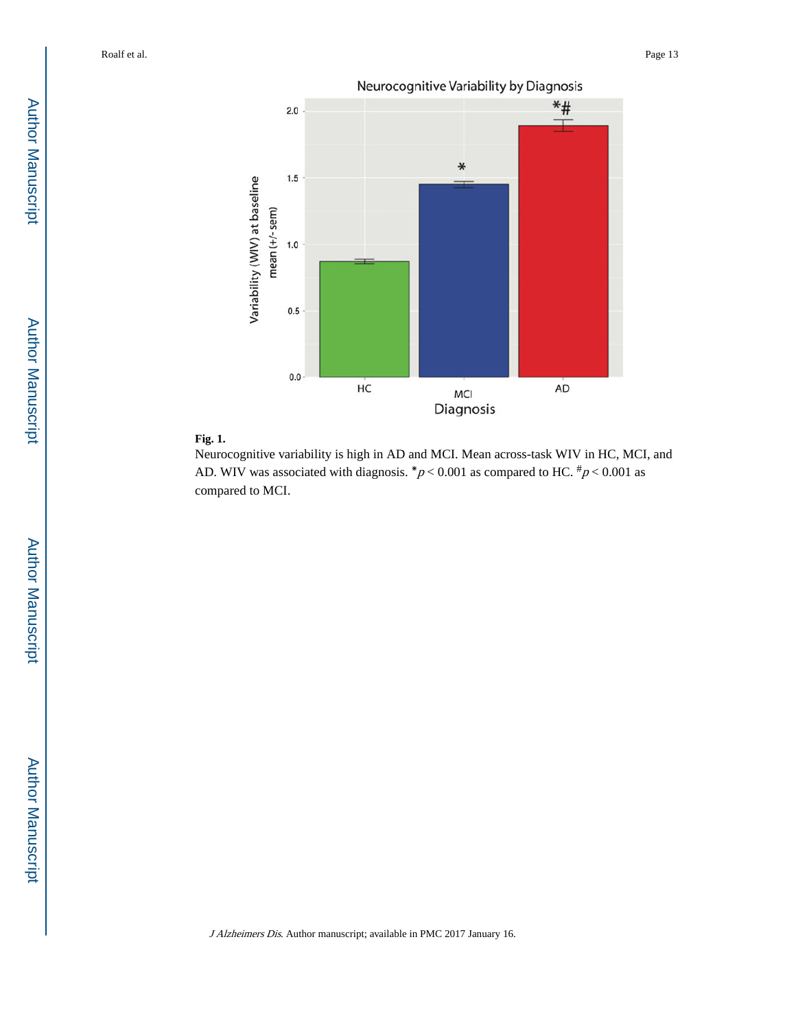**Fig. 1.**

Neurocognitive variability is high in AD and MCI. Mean across-task WIV in HC, MCI, and AD. WIV was associated with diagnosis. *$p < 0.001$ as compared to HC. #$p < 0.001$ as compared to MCI.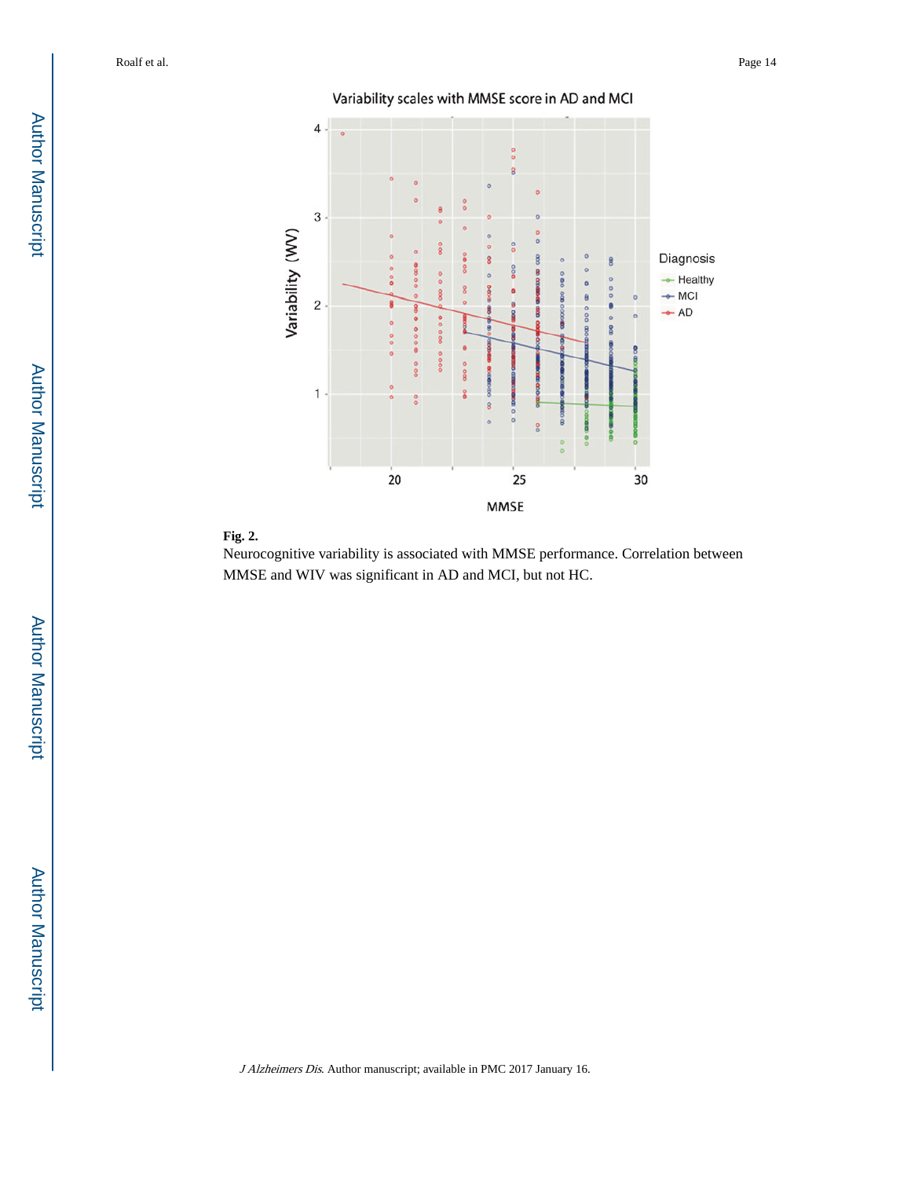**Fig. 2.**

Neurocognitive variability is associated with MMSE performance. Correlation between MMSE and WIV was significant in AD and MCI, but not HC.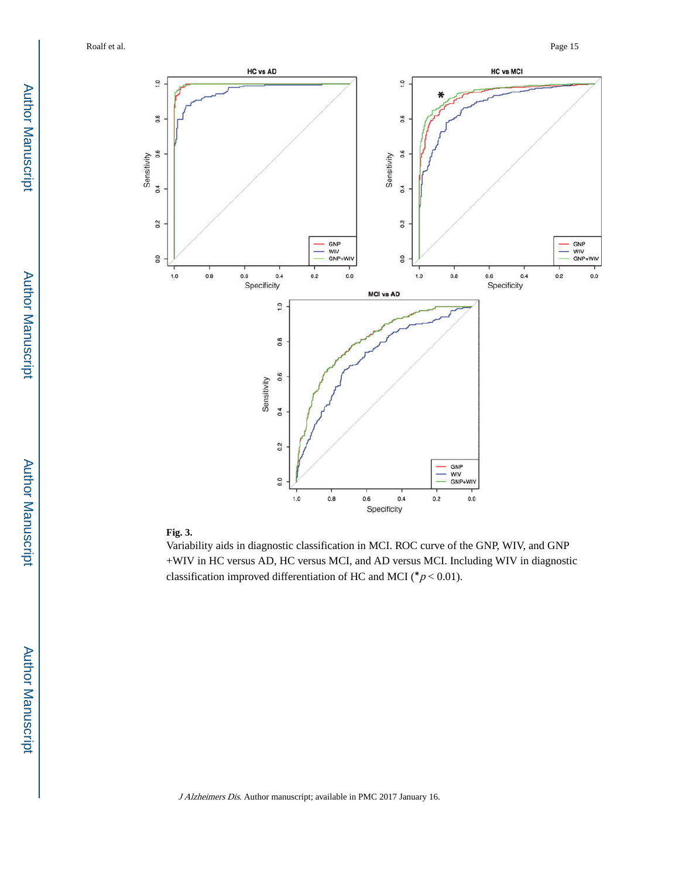**Fig. 3.**

Variability aids in diagnostic classification in MCI. ROC curve of the GNP, WIV, and GNP +WIV in HC versus AD, HC versus MCI, and AD versus MCI. Including WIV in diagnostic classification improved differentiation of HC and MCI (*$p < 0.01$).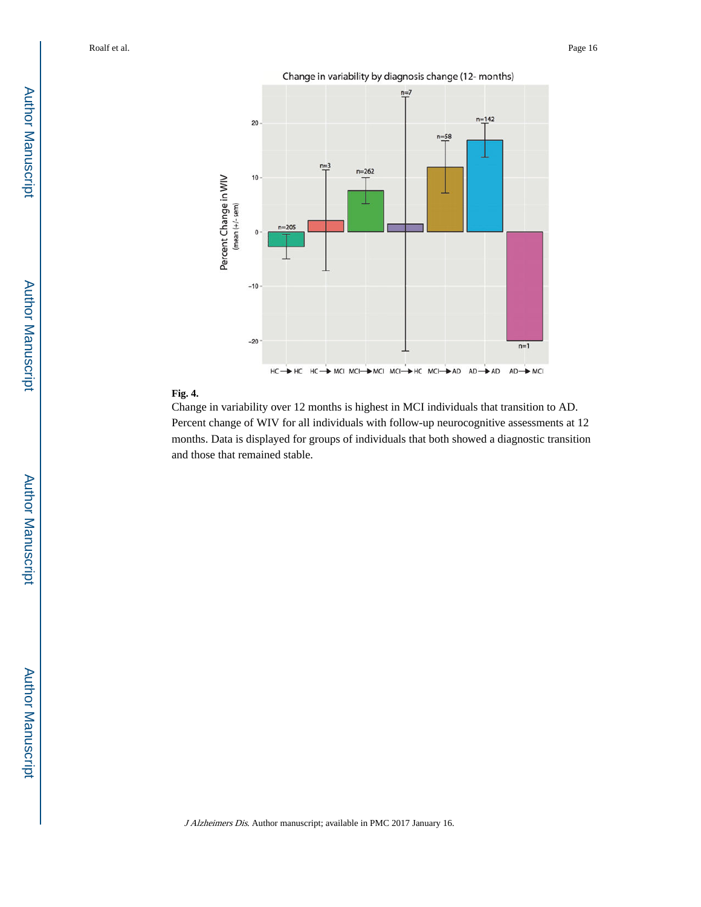**Fig. 4.**

Change in variability over 12 months is highest in MCI individuals that transition to AD. Percent change of WIV for all individuals with follow-up neurocognitive assessments at 12 months. Data is displayed for groups of individuals that both showed a diagnostic transition and those that remained stable.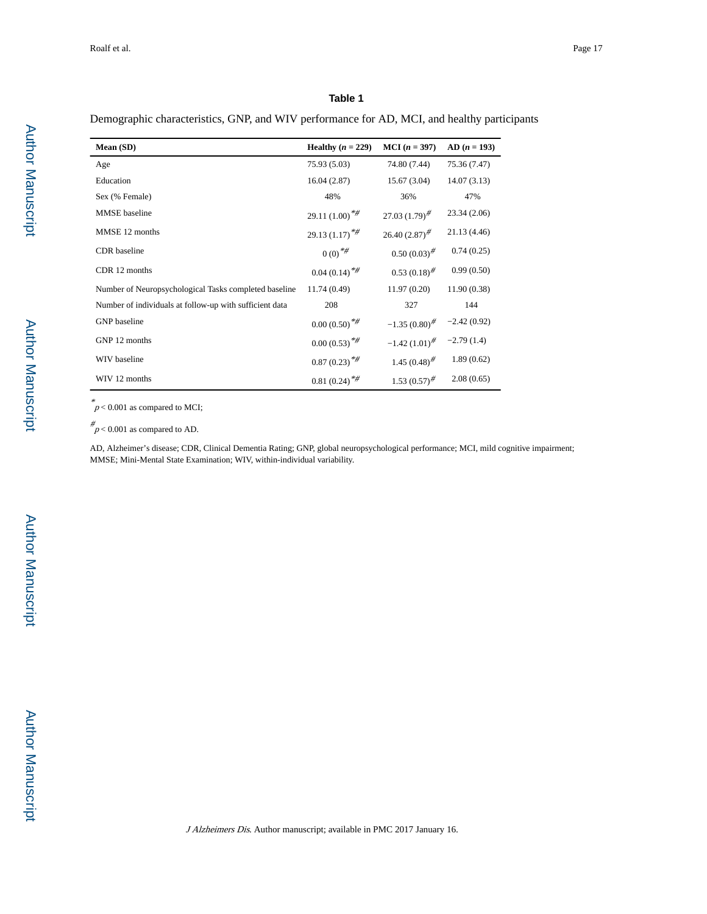# Table 1

Demographic characteristics, GNP, and WIV performance for AD, MCI, and healthy participants

| Mean (SD) | Healthy ($n$ = 229) | MCI ($n$ = 397) | AD ($n$ = 193) |
|---|---|---|---|
| Age | 75.93 (5.03) | 74.80 (7.44) | 75.36 (7.47) |
| Education | 16.04 (2.87) | 15.67 (3.04) | 14.07 (3.13) |
| Sex (% Female) | 48% | 36% | 47% |
| MMSE baseline | 29.11 (1.00)*# | 27.03 (1.79)# | 23.34 (2.06) |
| MMSE 12 months | 29.13 (1.17)*# | 26.40 (2.87)# | 21.13 (4.46) |
| CDR baseline | 0 (0)*# | 0.50 (0.03)# | 0.74 (0.25) |
| CDR 12 months | 0.04 (0.14)*# | 0.53 (0.18)# | 0.99 (0.50) |
| Number of Neuropsychological Tasks completed baseline | 11.74 (0.49) | 11.97 (0.20) | 11.90 (0.38) |
| Number of individuals at follow-up with sufficient data | 208 | 327 | 144 |
| GNP baseline | 0.00 (0.50)*# | −1.35 (0.80)# | −2.42 (0.92) |
| GNP 12 months | 0.00 (0.53)*# | −1.42 (1.01)# | −2.79 (1.4) |
| WIV baseline | 0.87 (0.23)*# | 1.45 (0.48)# | 1.89 (0.62) |
| WIV 12 months | 0.81 (0.24)*# | 1.53 (0.57)# | 2.08 (0.65) |

* $p < 0.001$ as compared to MCI;

# $p < 0.001$ as compared to AD.

AD, Alzheimer's disease; CDR, Clinical Dementia Rating; GNP, global neuropsychological performance; MCI, mild cognitive impairment; MMSE; Mini-Mental State Examination; WIV, within-individual variability.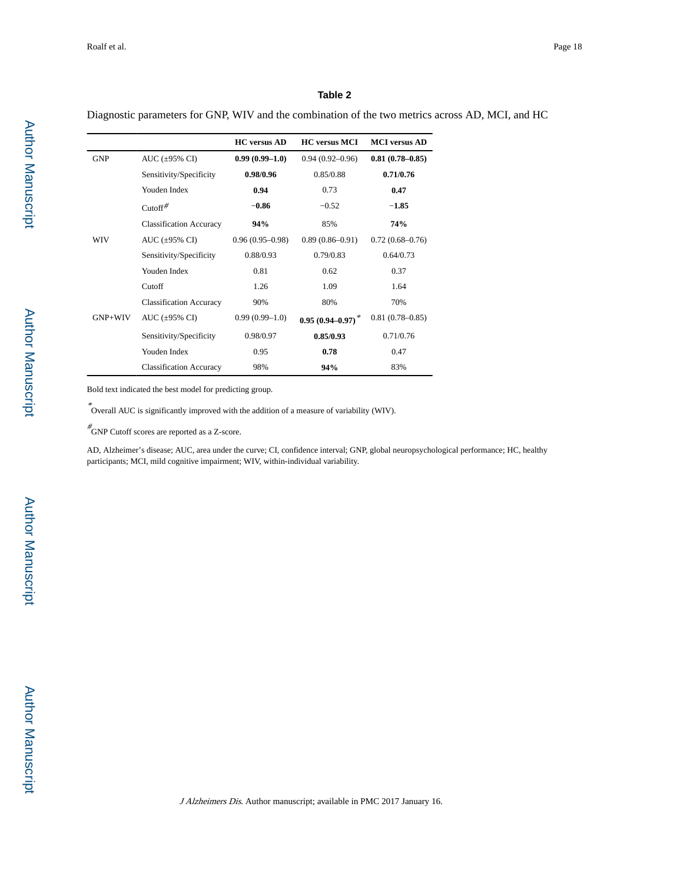# Table 2

Diagnostic parameters for GNP, WIV and the combination of the two metrics across AD, MCI, and HC

| | | HC versus AD | HC versus MCI | MCI versus AD |
|---|---|---|---|---|
| GNP | AUC (±95% CI) | **0.99 (0.99–1.0)** | 0.94 (0.92–0.96) | **0.81 (0.78–0.85)** |
| | Sensitivity/Specificity | **0.98/0.96** | 0.85/0.88 | **0.71/0.76** |
| | Youden Index | **0.94** | 0.73 | **0.47** |
| | Cutoff[#] | **−0.86** | −0.52 | **−1.85** |
| | Classification Accuracy | **94%** | 85% | **74%** |
| WIV | AUC (±95% CI) | 0.96 (0.95–0.98) | 0.89 (0.86–0.91) | 0.72 (0.68–0.76) |
| | Sensitivity/Specificity | 0.88/0.93 | 0.79/0.83 | 0.64/0.73 |
| | Youden Index | 0.81 | 0.62 | 0.37 |
| | Cutoff | 1.26 | 1.09 | 1.64 |
| | Classification Accuracy | 90% | 80% | 70% |
| GNP+WIV | AUC (±95% CI) | 0.99 (0.99–1.0) | **0.95 (0.94–0.97)**[*] | 0.81 (0.78–0.85) |
| | Sensitivity/Specificity | 0.98/0.97 | **0.85/0.93** | 0.71/0.76 |
| | Youden Index | 0.95 | **0.78** | 0.47 |
| | Classification Accuracy | 98% | **94%** | 83% |

Bold text indicated the best model for predicting group.

[*] Overall AUC is significantly improved with the addition of a measure of variability (WIV).

[#] GNP Cutoff scores are reported as a Z-score.

AD, Alzheimer's disease; AUC, area under the curve; CI, confidence interval; GNP, global neuropsychological performance; HC, healthy participants; MCI, mild cognitive impairment; WIV, within-individual variability.